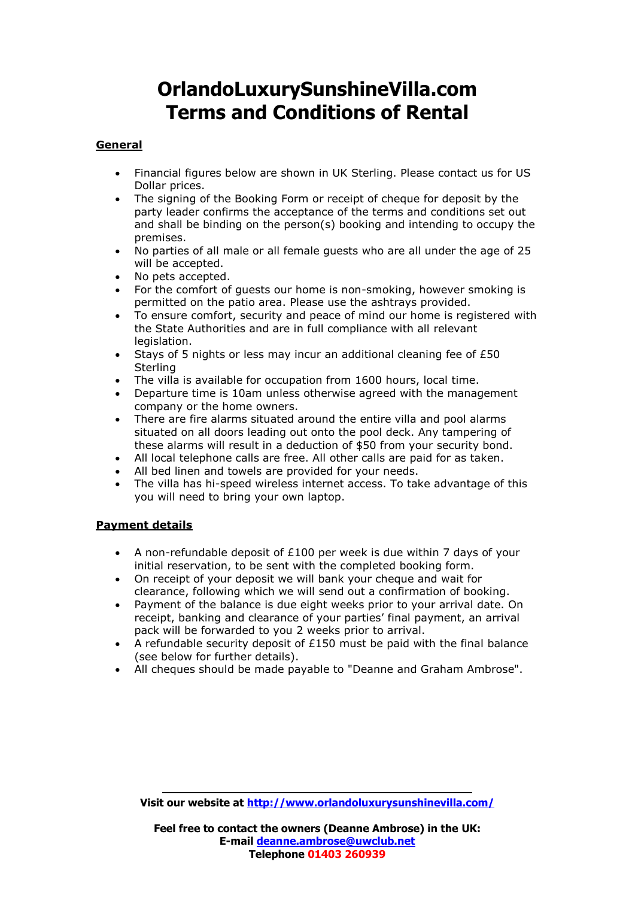# OrlandoLuxurySunshineVilla.com
# Terms and Conditions of Rental

## General

- Financial figures below are shown in UK Sterling. Please contact us for US Dollar prices.
- The signing of the Booking Form or receipt of cheque for deposit by the party leader confirms the acceptance of the terms and conditions set out and shall be binding on the person(s) booking and intending to occupy the premises.
- No parties of all male or all female guests who are all under the age of 25 will be accepted.
- No pets accepted.
- For the comfort of guests our home is non-smoking, however smoking is permitted on the patio area. Please use the ashtrays provided.
- To ensure comfort, security and peace of mind our home is registered with the State Authorities and are in full compliance with all relevant legislation.
- Stays of 5 nights or less may incur an additional cleaning fee of £50 Sterling
- The villa is available for occupation from 1600 hours, local time.
- Departure time is 10am unless otherwise agreed with the management company or the home owners.
- There are fire alarms situated around the entire villa and pool alarms situated on all doors leading out onto the pool deck. Any tampering of these alarms will result in a deduction of $50 from your security bond.
- All local telephone calls are free. All other calls are paid for as taken.
- All bed linen and towels are provided for your needs.
- The villa has hi-speed wireless internet access. To take advantage of this you will need to bring your own laptop.

## Payment details

- A non-refundable deposit of £100 per week is due within 7 days of your initial reservation, to be sent with the completed booking form.
- On receipt of your deposit we will bank your cheque and wait for clearance, following which we will send out a confirmation of booking.
- Payment of the balance is due eight weeks prior to your arrival date. On receipt, banking and clearance of your parties' final payment, an arrival pack will be forwarded to you 2 weeks prior to arrival.
- A refundable security deposit of £150 must be paid with the final balance (see below for further details).
- All cheques should be made payable to "Deanne and Graham Ambrose".

---

**Visit our website at [http://www.orlandoluxurysunshinevilla.com/](http://www.orlandoluxurysunshinevilla.com/)**

**Feel free to contact the owners (Deanne Ambrose) in the UK:**
**E-mail [deanne.ambrose@uwclub.net](mailto:deanne.ambrose@uwclub.net)**
**Telephone 01403 260939**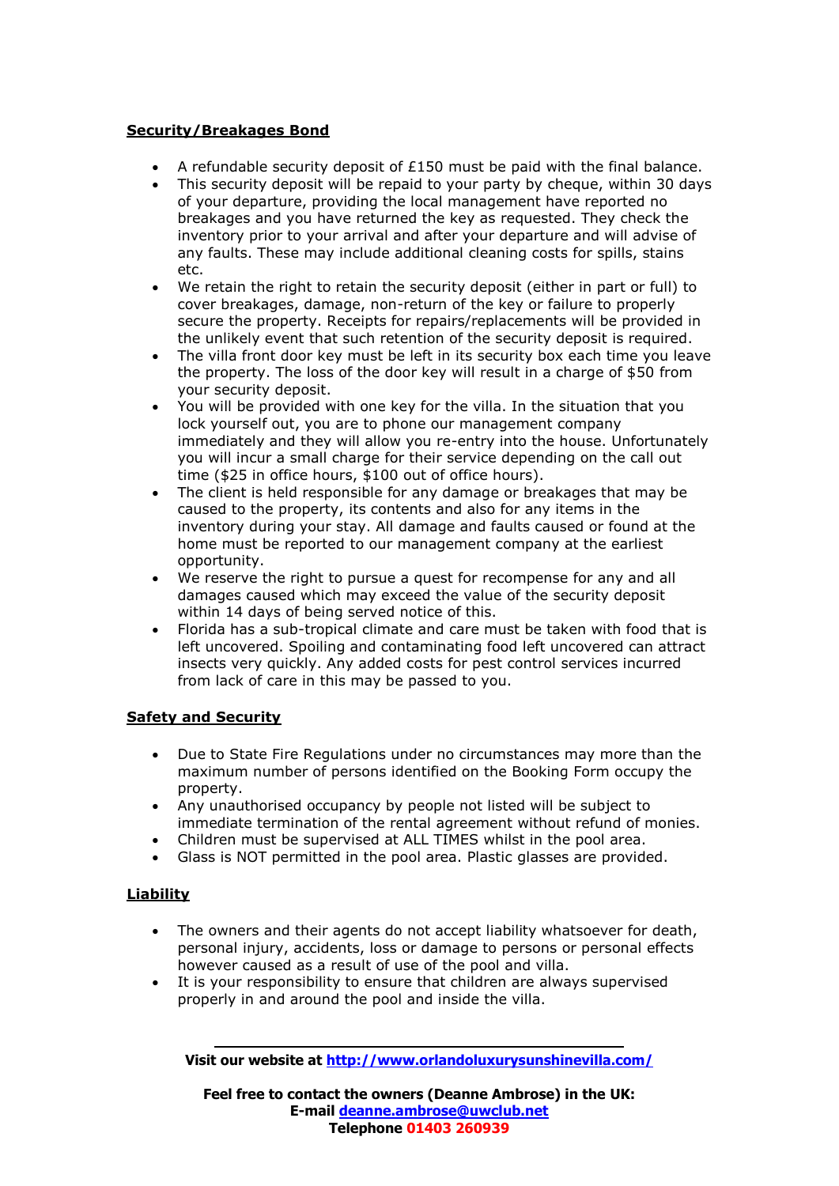## Security/Breakages Bond

- A refundable security deposit of £150 must be paid with the final balance.
- This security deposit will be repaid to your party by cheque, within 30 days of your departure, providing the local management have reported no breakages and you have returned the key as requested. They check the inventory prior to your arrival and after your departure and will advise of any faults. These may include additional cleaning costs for spills, stains etc.
- We retain the right to retain the security deposit (either in part or full) to cover breakages, damage, non-return of the key or failure to properly secure the property. Receipts for repairs/replacements will be provided in the unlikely event that such retention of the security deposit is required.
- The villa front door key must be left in its security box each time you leave the property. The loss of the door key will result in a charge of $50 from your security deposit.
- You will be provided with one key for the villa. In the situation that you lock yourself out, you are to phone our management company immediately and they will allow you re-entry into the house. Unfortunately you will incur a small charge for their service depending on the call out time ($25 in office hours, $100 out of office hours).
- The client is held responsible for any damage or breakages that may be caused to the property, its contents and also for any items in the inventory during your stay. All damage and faults caused or found at the home must be reported to our management company at the earliest opportunity.
- We reserve the right to pursue a quest for recompense for any and all damages caused which may exceed the value of the security deposit within 14 days of being served notice of this.
- Florida has a sub-tropical climate and care must be taken with food that is left uncovered. Spoiling and contaminating food left uncovered can attract insects very quickly. Any added costs for pest control services incurred from lack of care in this may be passed to you.

## Safety and Security

- Due to State Fire Regulations under no circumstances may more than the maximum number of persons identified on the Booking Form occupy the property.
- Any unauthorised occupancy by people not listed will be subject to immediate termination of the rental agreement without refund of monies.
- Children must be supervised at ALL TIMES whilst in the pool area.
- Glass is NOT permitted in the pool area. Plastic glasses are provided.

## Liability

- The owners and their agents do not accept liability whatsoever for death, personal injury, accidents, loss or damage to persons or personal effects however caused as a result of use of the pool and villa.
- It is your responsibility to ensure that children are always supervised properly in and around the pool and inside the villa.

---

**Visit our website at [http://www.orlandoluxurysunshinevilla.com/](http://www.orlandoluxurysunshinevilla.com/)**

**Feel free to contact the owners (Deanne Ambrose) in the UK:**
**E-mail [deanne.ambrose@uwclub.net](mailto:deanne.ambrose@uwclub.net)**
**Telephone 01403 260939**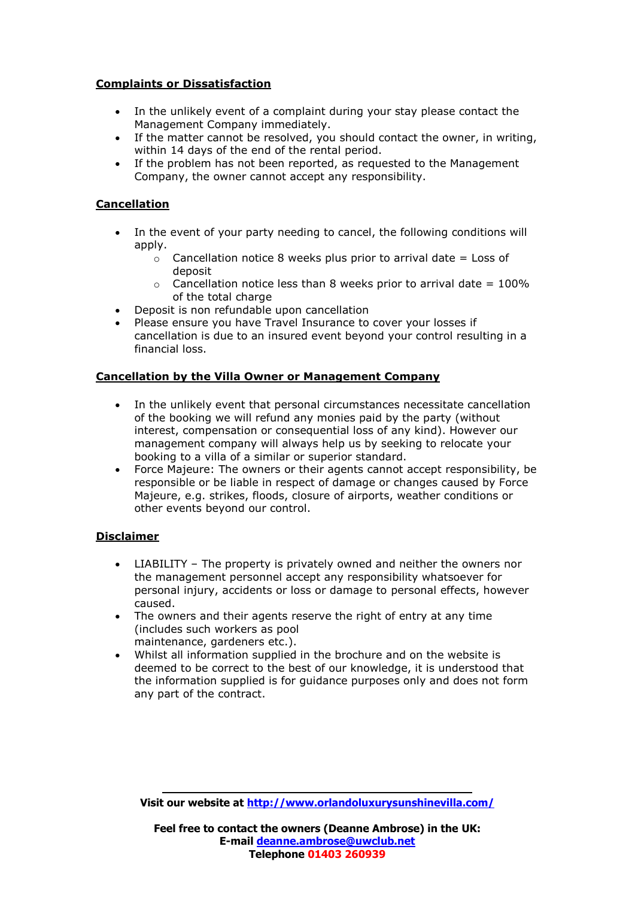## Complaints or Dissatisfaction

- In the unlikely event of a complaint during your stay please contact the Management Company immediately.
- If the matter cannot be resolved, you should contact the owner, in writing, within 14 days of the end of the rental period.
- If the problem has not been reported, as requested to the Management Company, the owner cannot accept any responsibility.

## Cancellation

- In the event of your party needing to cancel, the following conditions will apply.
  - Cancellation notice 8 weeks plus prior to arrival date = Loss of deposit
  - Cancellation notice less than 8 weeks prior to arrival date = 100% of the total charge
- Deposit is non refundable upon cancellation
- Please ensure you have Travel Insurance to cover your losses if cancellation is due to an insured event beyond your control resulting in a financial loss.

## Cancellation by the Villa Owner or Management Company

- In the unlikely event that personal circumstances necessitate cancellation of the booking we will refund any monies paid by the party (without interest, compensation or consequential loss of any kind). However our management company will always help us by seeking to relocate your booking to a villa of a similar or superior standard.
- Force Majeure: The owners or their agents cannot accept responsibility, be responsible or be liable in respect of damage or changes caused by Force Majeure, e.g. strikes, floods, closure of airports, weather conditions or other events beyond our control.

## Disclaimer

- LIABILITY – The property is privately owned and neither the owners nor the management personnel accept any responsibility whatsoever for personal injury, accidents or loss or damage to personal effects, however caused.
- The owners and their agents reserve the right of entry at any time (includes such workers as pool maintenance, gardeners etc.).
- Whilst all information supplied in the brochure and on the website is deemed to be correct to the best of our knowledge, it is understood that the information supplied is for guidance purposes only and does not form any part of the contract.

---

**Visit our website at [http://www.orlandoluxurysunshinevilla.com/](http://www.orlandoluxurysunshinevilla.com/)**

**Feel free to contact the owners (Deanne Ambrose) in the UK:**
**E-mail [deanne.ambrose@uwclub.net](mailto:deanne.ambrose@uwclub.net)**
**Telephone 01403 260939**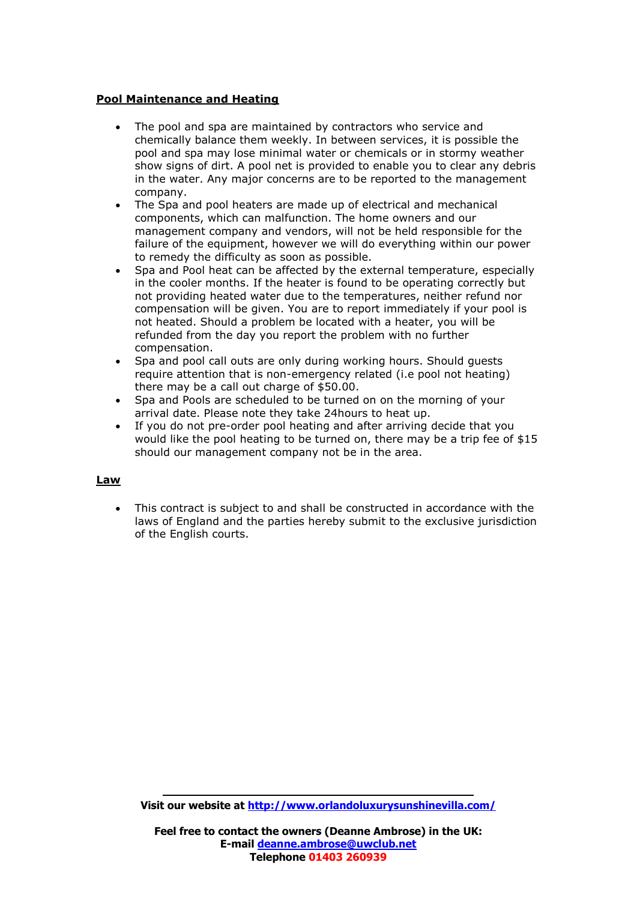**Pool Maintenance and Heating**

- The pool and spa are maintained by contractors who service and chemically balance them weekly. In between services, it is possible the pool and spa may lose minimal water or chemicals or in stormy weather show signs of dirt. A pool net is provided to enable you to clear any debris in the water. Any major concerns are to be reported to the management company.
- The Spa and pool heaters are made up of electrical and mechanical components, which can malfunction. The home owners and our management company and vendors, will not be held responsible for the failure of the equipment, however we will do everything within our power to remedy the difficulty as soon as possible.
- Spa and Pool heat can be affected by the external temperature, especially in the cooler months. If the heater is found to be operating correctly but not providing heated water due to the temperatures, neither refund nor compensation will be given. You are to report immediately if your pool is not heated. Should a problem be located with a heater, you will be refunded from the day you report the problem with no further compensation.
- Spa and pool call outs are only during working hours. Should guests require attention that is non-emergency related (i.e pool not heating) there may be a call out charge of $50.00.
- Spa and Pools are scheduled to be turned on on the morning of your arrival date. Please note they take 24hours to heat up.
- If you do not pre-order pool heating and after arriving decide that you would like the pool heating to be turned on, there may be a trip fee of $15 should our management company not be in the area.

**Law**

- This contract is subject to and shall be constructed in accordance with the laws of England and the parties hereby submit to the exclusive jurisdiction of the English courts.

---

**Visit our website at [http://www.orlandoluxurysunshinevilla.com/](http://www.orlandoluxurysunshinevilla.com/)**

**Feel free to contact the owners (Deanne Ambrose) in the UK:**
**E-mail [deanne.ambrose@uwclub.net](mailto:deanne.ambrose@uwclub.net)**
**Telephone 01403 260939**